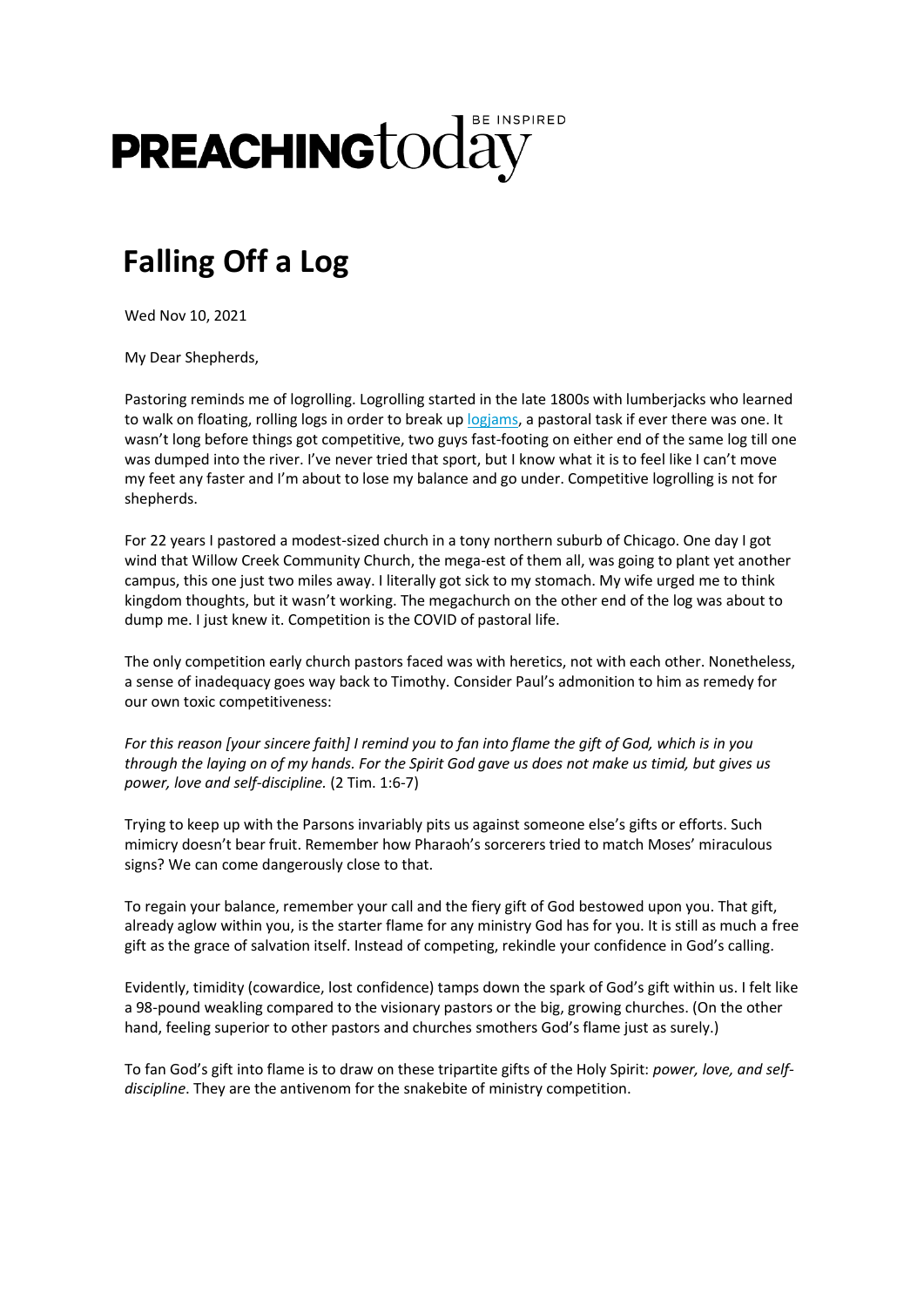PREACHINGtoday BE INSPIRED

# Falling Off a Log

Wed Nov 10, 2021

My Dear Shepherds,

Pastoring reminds me of logrolling. Logrolling started in the late 1800s with lumberjacks who learned to walk on floating, rolling logs in order to break up [logjams](), a pastoral task if ever there was one. It wasn't long before things got competitive, two guys fast-footing on either end of the same log till one was dumped into the river. I've never tried that sport, but I know what it is to feel like I can't move my feet any faster and I'm about to lose my balance and go under. Competitive logrolling is not for shepherds.

For 22 years I pastored a modest-sized church in a tony northern suburb of Chicago. One day I got wind that Willow Creek Community Church, the mega-est of them all, was going to plant yet another campus, this one just two miles away. I literally got sick to my stomach. My wife urged me to think kingdom thoughts, but it wasn't working. The megachurch on the other end of the log was about to dump me. I just knew it. Competition is the COVID of pastoral life.

The only competition early church pastors faced was with heretics, not with each other. Nonetheless, a sense of inadequacy goes way back to Timothy. Consider Paul's admonition to him as remedy for our own toxic competitiveness:

*For this reason [your sincere faith] I remind you to fan into flame the gift of God, which is in you through the laying on of my hands. For the Spirit God gave us does not make us timid, but gives us power, love and self-discipline.* (2 Tim. 1:6-7)

Trying to keep up with the Parsons invariably pits us against someone else's gifts or efforts. Such mimicry doesn't bear fruit. Remember how Pharaoh's sorcerers tried to match Moses' miraculous signs? We can come dangerously close to that.

To regain your balance, remember your call and the fiery gift of God bestowed upon you. That gift, already aglow within you, is the starter flame for any ministry God has for you. It is still as much a free gift as the grace of salvation itself. Instead of competing, rekindle your confidence in God's calling.

Evidently, timidity (cowardice, lost confidence) tamps down the spark of God's gift within us. I felt like a 98-pound weakling compared to the visionary pastors or the big, growing churches. (On the other hand, feeling superior to other pastors and churches smothers God's flame just as surely.)

To fan God's gift into flame is to draw on these tripartite gifts of the Holy Spirit: *power, love, and self-discipline*. They are the antivenom for the snakebite of ministry competition.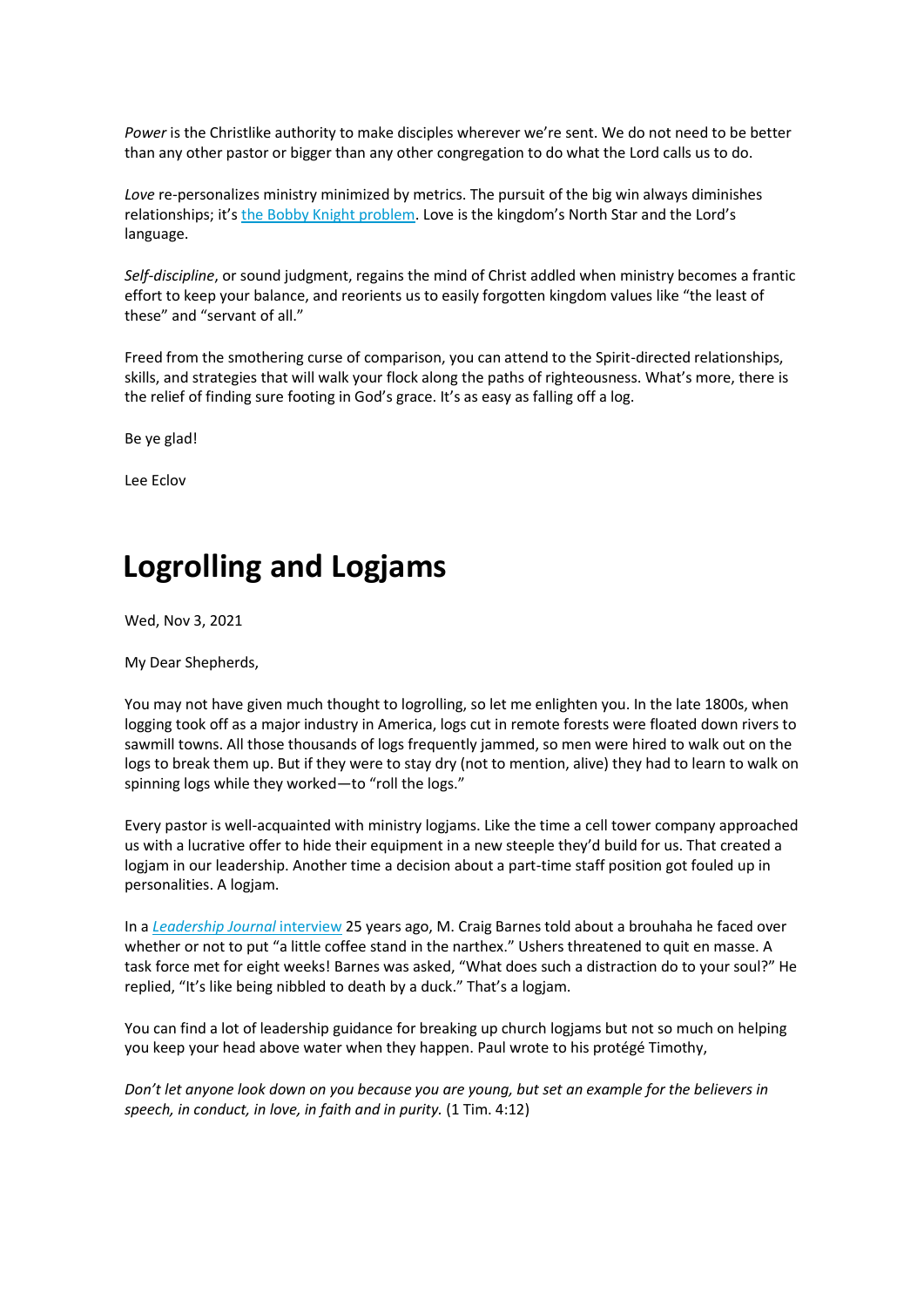*Power* is the Christlike authority to make disciples wherever we're sent. We do not need to be better than any other pastor or bigger than any other congregation to do what the Lord calls us to do.

*Love* re-personalizes ministry minimized by metrics. The pursuit of the big win always diminishes relationships; it's the Bobby Knight problem. Love is the kingdom's North Star and the Lord's language.

*Self-discipline*, or sound judgment, regains the mind of Christ addled when ministry becomes a frantic effort to keep your balance, and reorients us to easily forgotten kingdom values like "the least of these" and "servant of all."

Freed from the smothering curse of comparison, you can attend to the Spirit-directed relationships, skills, and strategies that will walk your flock along the paths of righteousness. What's more, there is the relief of finding sure footing in God's grace. It's as easy as falling off a log.

Be ye glad!

Lee Eclov

# Logrolling and Logjams

Wed, Nov 3, 2021

My Dear Shepherds,

You may not have given much thought to logrolling, so let me enlighten you. In the late 1800s, when logging took off as a major industry in America, logs cut in remote forests were floated down rivers to sawmill towns. All those thousands of logs frequently jammed, so men were hired to walk out on the logs to break them up. But if they were to stay dry (not to mention, alive) they had to learn to walk on spinning logs while they worked—to "roll the logs."

Every pastor is well-acquainted with ministry logjams. Like the time a cell tower company approached us with a lucrative offer to hide their equipment in a new steeple they'd build for us. That created a logjam in our leadership. Another time a decision about a part-time staff position got fouled up in personalities. A logjam.

In a *Leadership Journal* interview 25 years ago, M. Craig Barnes told about a brouhaha he faced over whether or not to put "a little coffee stand in the narthex." Ushers threatened to quit en masse. A task force met for eight weeks! Barnes was asked, "What does such a distraction do to your soul?" He replied, "It's like being nibbled to death by a duck." That's a logjam.

You can find a lot of leadership guidance for breaking up church logjams but not so much on helping you keep your head above water when they happen. Paul wrote to his protégé Timothy,

*Don't let anyone look down on you because you are young, but set an example for the believers in speech, in conduct, in love, in faith and in purity.* (1 Tim. 4:12)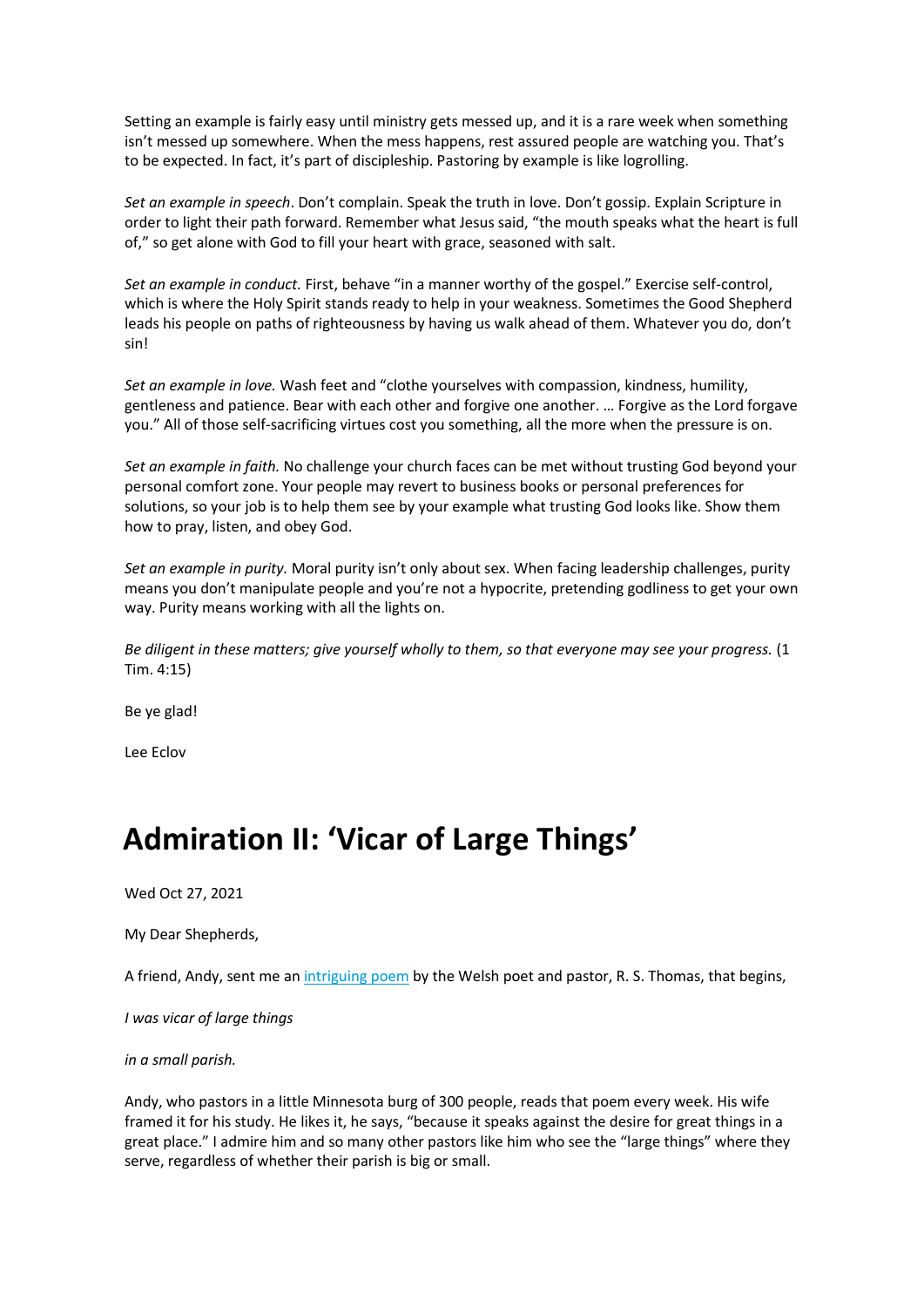Setting an example is fairly easy until ministry gets messed up, and it is a rare week when something isn't messed up somewhere. When the mess happens, rest assured people are watching you. That's to be expected. In fact, it's part of discipleship. Pastoring by example is like logrolling.

*Set an example in speech*. Don't complain. Speak the truth in love. Don't gossip. Explain Scripture in order to light their path forward. Remember what Jesus said, "the mouth speaks what the heart is full of," so get alone with God to fill your heart with grace, seasoned with salt.

*Set an example in conduct.* First, behave "in a manner worthy of the gospel." Exercise self-control, which is where the Holy Spirit stands ready to help in your weakness. Sometimes the Good Shepherd leads his people on paths of righteousness by having us walk ahead of them. Whatever you do, don't sin!

*Set an example in love.* Wash feet and "clothe yourselves with compassion, kindness, humility, gentleness and patience. Bear with each other and forgive one another. … Forgive as the Lord forgave you." All of those self-sacrificing virtues cost you something, all the more when the pressure is on.

*Set an example in faith.* No challenge your church faces can be met without trusting God beyond your personal comfort zone. Your people may revert to business books or personal preferences for solutions, so your job is to help them see by your example what trusting God looks like. Show them how to pray, listen, and obey God.

*Set an example in purity.* Moral purity isn't only about sex. When facing leadership challenges, purity means you don't manipulate people and you're not a hypocrite, pretending godliness to get your own way. Purity means working with all the lights on.

*Be diligent in these matters; give yourself wholly to them, so that everyone may see your progress.* (1 Tim. 4:15)

Be ye glad!

Lee Eclov

# Admiration II: 'Vicar of Large Things'

Wed Oct 27, 2021

My Dear Shepherds,

A friend, Andy, sent me an intriguing poem by the Welsh poet and pastor, R. S. Thomas, that begins,

*I was vicar of large things*

*in a small parish.*

Andy, who pastors in a little Minnesota burg of 300 people, reads that poem every week. His wife framed it for his study. He likes it, he says, "because it speaks against the desire for great things in a great place." I admire him and so many other pastors like him who see the "large things" where they serve, regardless of whether their parish is big or small.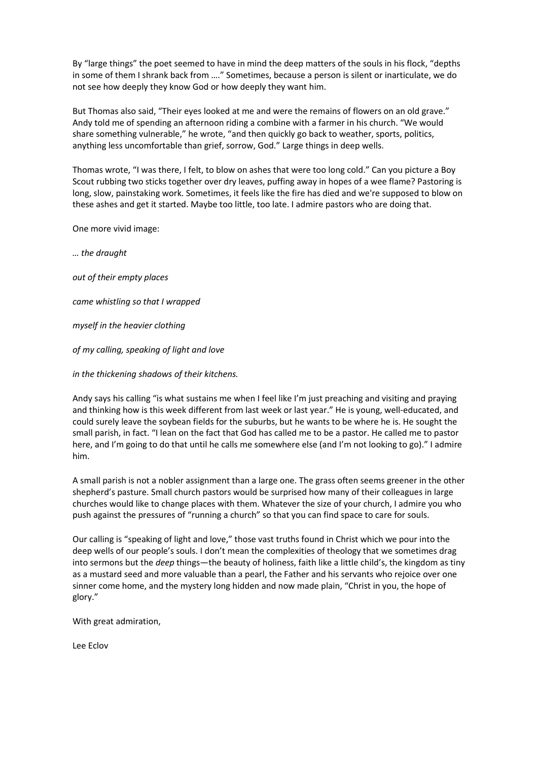By “large things” the poet seemed to have in mind the deep matters of the souls in his flock, “depths in some of them I shrank back from ….” Sometimes, because a person is silent or inarticulate, we do not see how deeply they know God or how deeply they want him.

But Thomas also said, “Their eyes looked at me and were the remains of flowers on an old grave.” Andy told me of spending an afternoon riding a combine with a farmer in his church. “We would share something vulnerable,” he wrote, “and then quickly go back to weather, sports, politics, anything less uncomfortable than grief, sorrow, God.” Large things in deep wells.

Thomas wrote, “I was there, I felt, to blow on ashes that were too long cold.” Can you picture a Boy Scout rubbing two sticks together over dry leaves, puffing away in hopes of a wee flame? Pastoring is long, slow, painstaking work. Sometimes, it feels like the fire has died and we're supposed to blow on these ashes and get it started. Maybe too little, too late. I admire pastors who are doing that.

One more vivid image:

*… the draught*

*out of their empty places*

*came whistling so that I wrapped*

*myself in the heavier clothing*

*of my calling, speaking of light and love*

*in the thickening shadows of their kitchens.*

Andy says his calling “is what sustains me when I feel like I’m just preaching and visiting and praying and thinking how is this week different from last week or last year.” He is young, well-educated, and could surely leave the soybean fields for the suburbs, but he wants to be where he is. He sought the small parish, in fact. “I lean on the fact that God has called me to be a pastor. He called me to pastor here, and I’m going to do that until he calls me somewhere else (and I’m not looking to go).” I admire him.

A small parish is not a nobler assignment than a large one. The grass often seems greener in the other shepherd’s pasture. Small church pastors would be surprised how many of their colleagues in large churches would like to change places with them. Whatever the size of your church, I admire you who push against the pressures of “running a church” so that you can find space to care for souls.

Our calling is “speaking of light and love,” those vast truths found in Christ which we pour into the deep wells of our people’s souls. I don’t mean the complexities of theology that we sometimes drag into sermons but the *deep* things—the beauty of holiness, faith like a little child’s, the kingdom as tiny as a mustard seed and more valuable than a pearl, the Father and his servants who rejoice over one sinner come home, and the mystery long hidden and now made plain, “Christ in you, the hope of glory.”

With great admiration,

Lee Eclov